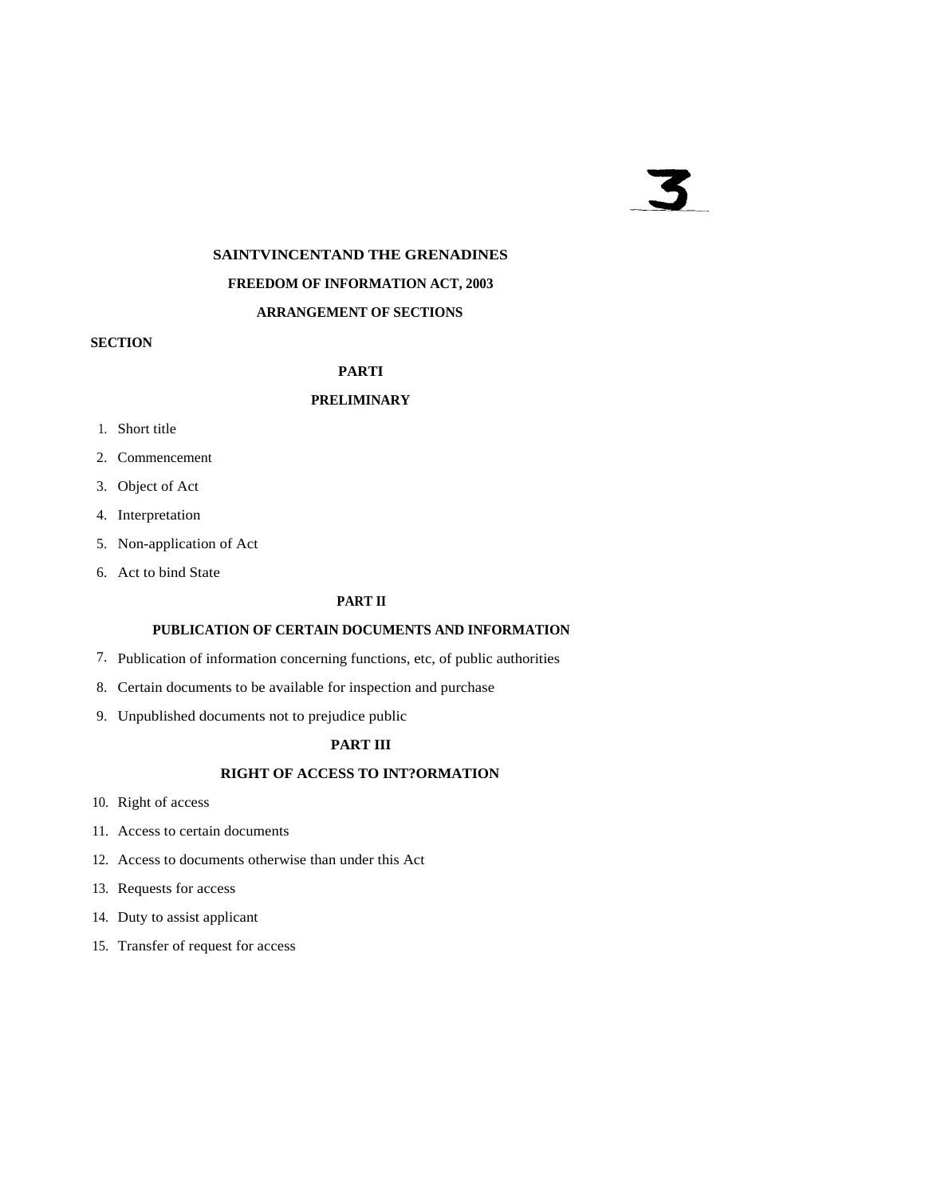3

# SAINTVINCENTAND THE GRENADINES

## FREEDOM OF INFORMATION ACT, 2003

### ARRANGEMENT OF SECTIONS

**SECTION**

**PARTI**

**PRELIMINARY**

1. Short title
2. Commencement
3. Object of Act
4. Interpretation
5. Non-application of Act
6. Act to bind State

**PART II**

**PUBLICATION OF CERTAIN DOCUMENTS AND INFORMATION**

7. Publication of information concerning functions, etc, of public authorities
8. Certain documents to be available for inspection and purchase
9. Unpublished documents not to prejudice public

**PART III**

**RIGHT OF ACCESS TO INT?ORMATION**

10. Right of access
11. Access to certain documents
12. Access to documents otherwise than under this Act
13. Requests for access
14. Duty to assist applicant
15. Transfer of request for access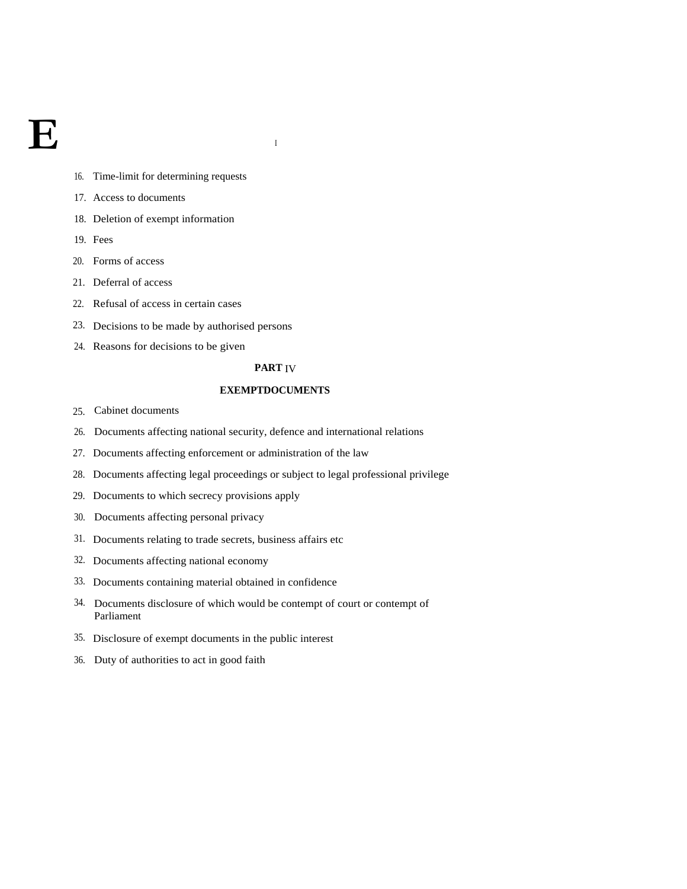16. Time-limit for determining requests
17. Access to documents
18. Deletion of exempt information
19. Fees
20. Forms of access
21. Deferral of access
22. Refusal of access in certain cases
23. Decisions to be made by authorised persons
24. Reasons for decisions to be given

**PART** IV

**EXEMPTDOCUMENTS**

25. Cabinet documents
26. Documents affecting national security, defence and international relations
27. Documents affecting enforcement or administration of the law
28. Documents affecting legal proceedings or subject to legal professional privilege
29. Documents to which secrecy provisions apply
30. Documents affecting personal privacy
31. Documents relating to trade secrets, business affairs etc
32. Documents affecting national economy
33. Documents containing material obtained in confidence
34. Documents disclosure of which would be contempt of court or contempt of Parliament
35. Disclosure of exempt documents in the public interest
36. Duty of authorities to act in good faith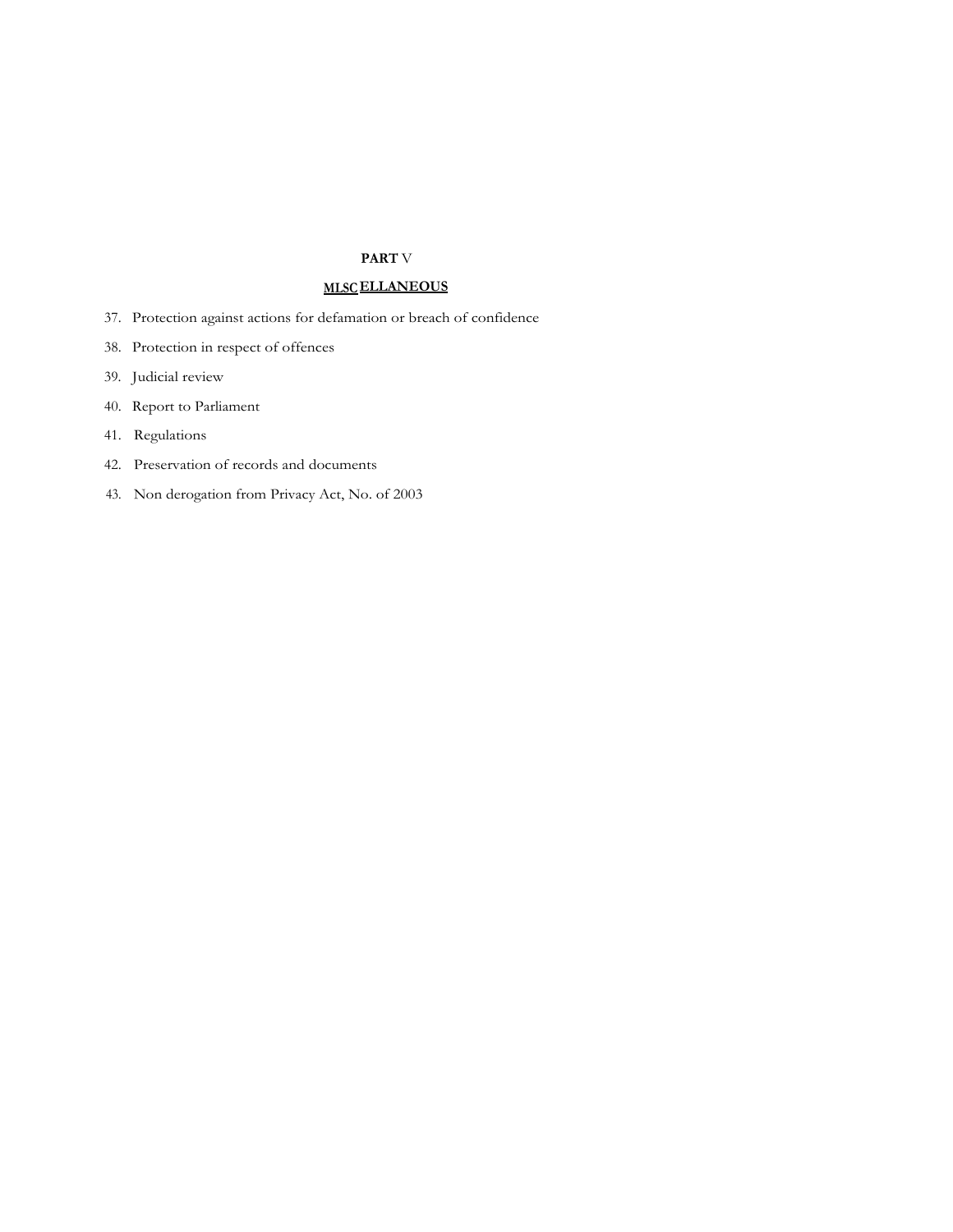**PART** V

**MLSCELLANEOUS**

37. Protection against actions for defamation or breach of confidence
38. Protection in respect of offences
39. Judicial review
40. Report to Parliament
41. Regulations
42. Preservation of records and documents
43. Non derogation from Privacy Act, No. of 2003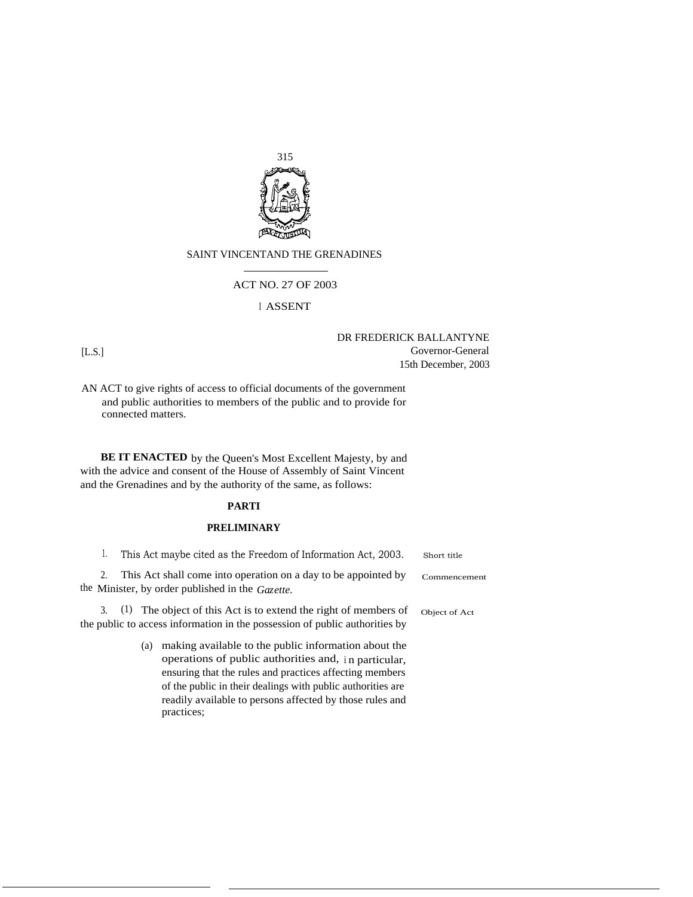SAINT VINCENTAND THE GRENADINES

ACT NO. 27 OF 2003

I ASSENT

DR FREDERICK BALLANTYNE
Governor-General
15th December, 2003

[L.S.]

AN ACT to give rights of access to official documents of the government and public authorities to members of the public and to provide for connected matters.

**BE IT ENACTED** by the Queen's Most Excellent Majesty, by and with the advice and consent of the House of Assembly of Saint Vincent and the Grenadines and by the authority of the same, as follows:

## PARTI

## PRELIMINARY

Short title

1. This Act maybe cited as the Freedom of Information Act, 2003.

Commencement

2. This Act shall come into operation on a day to be appointed by the Minister, by order published in the *Gazette.*

Object of Act

3. (1) The object of this Act is to extend the right of members of the public to access information in the possession of public authorities by

(a) making available to the public information about the operations of public authorities and, in particular, ensuring that the rules and practices affecting members of the public in their dealings with public authorities are readily available to persons affected by those rules and practices;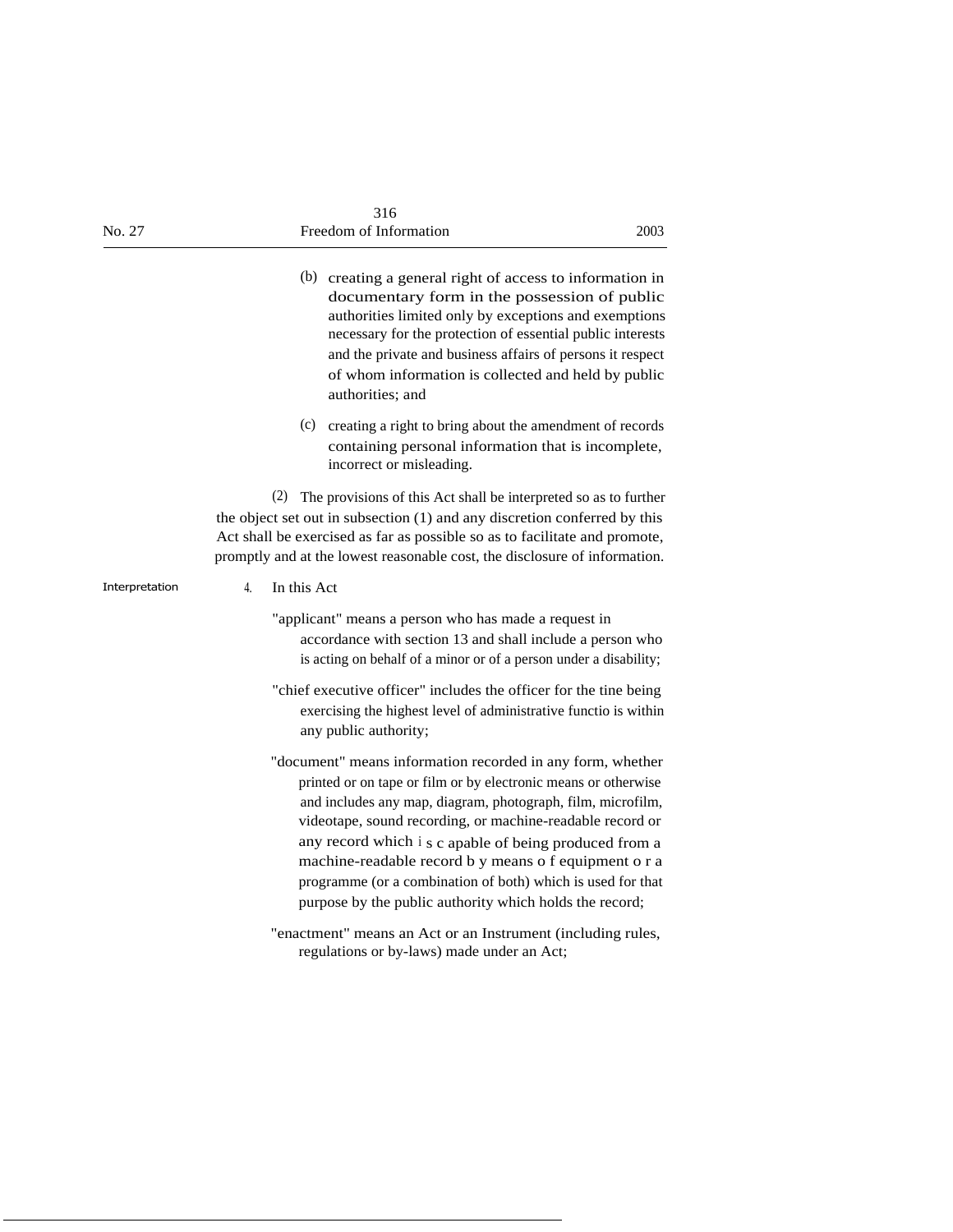(b) creating a general right of access to information in documentary form in the possession of public authorities limited only by exceptions and exemptions necessary for the protection of essential public interests and the private and business affairs of persons it respect of whom information is collected and held by public authorities; and

(c) creating a right to bring about the amendment of records containing personal information that is incomplete, incorrect or misleading.

(2) The provisions of this Act shall be interpreted so as to further the object set out in subsection (1) and any discretion conferred by this Act shall be exercised as far as possible so as to facilitate and promote, promptly and at the lowest reasonable cost, the disclosure of information.

Interpretation

4. In this Act

"applicant" means a person who has made a request in accordance with section 13 and shall include a person who is acting on behalf of a minor or of a person under a disability;

"chief executive officer" includes the officer for the tine being exercising the highest level of administrative functio is within any public authority;

"document" means information recorded in any form, whether printed or on tape or film or by electronic means or otherwise and includes any map, diagram, photograph, film, microfilm, videotape, sound recording, or machine-readable record or any record which is capable of being produced from a machine-readable record by means of equipment or a programme (or a combination of both) which is used for that purpose by the public authority which holds the record;

"enactment" means an Act or an Instrument (including rules, regulations or by-laws) made under an Act;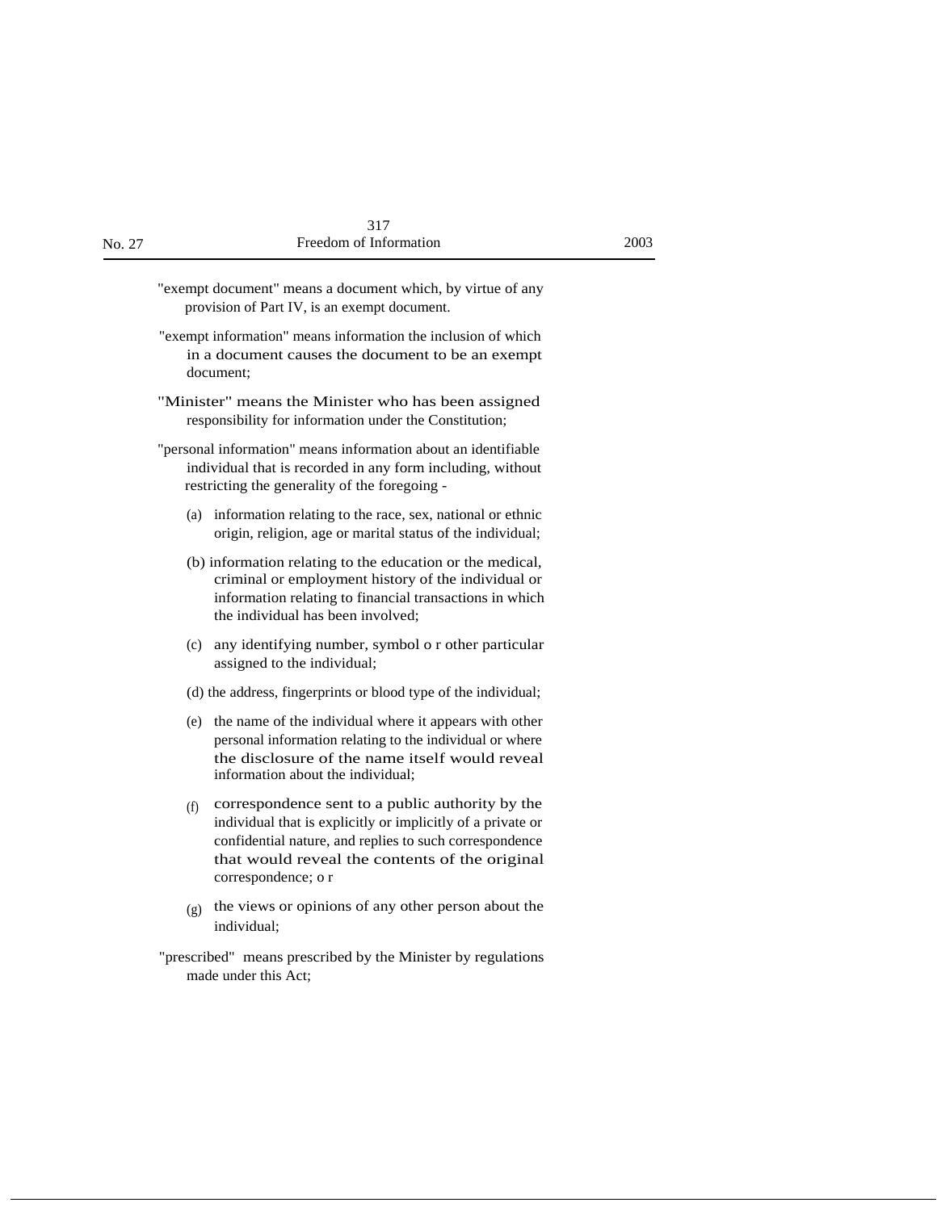"exempt document" means a document which, by virtue of any provision of Part IV, is an exempt document.

"exempt information" means information the inclusion of which in a document causes the document to be an exempt document;

"Minister" means the Minister who has been assigned responsibility for information under the Constitution;

"personal information" means information about an identifiable individual that is recorded in any form including, without restricting the generality of the foregoing -

(a) information relating to the race, sex, national or ethnic origin, religion, age or marital status of the individual;

(b) information relating to the education or the medical, criminal or employment history of the individual or information relating to financial transactions in which the individual has been involved;

(c) any identifying number, symbol o r other particular assigned to the individual;

(d) the address, fingerprints or blood type of the individual;

(e) the name of the individual where it appears with other personal information relating to the individual or where the disclosure of the name itself would reveal information about the individual;

(f) correspondence sent to a public authority by the individual that is explicitly or implicitly of a private or confidential nature, and replies to such correspondence that would reveal the contents of the original correspondence; o r

(g) the views or opinions of any other person about the individual;

"prescribed" means prescribed by the Minister by regulations made under this Act;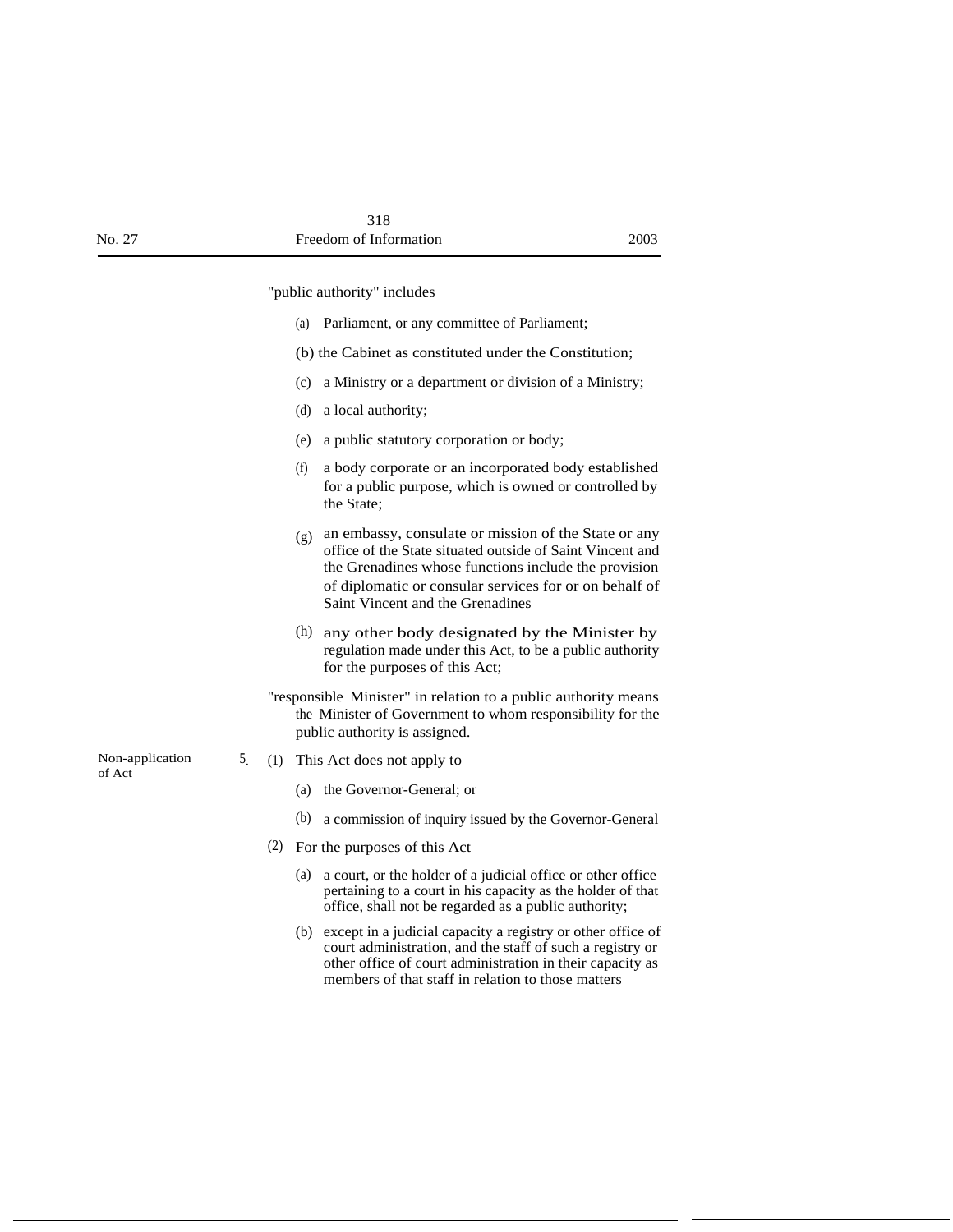"public authority" includes

(a) Parliament, or any committee of Parliament;

(b) the Cabinet as constituted under the Constitution;

(c) a Ministry or a department or division of a Ministry;

(d) a local authority;

(e) a public statutory corporation or body;

(f) a body corporate or an incorporated body established for a public purpose, which is owned or controlled by the State;

(g) an embassy, consulate or mission of the State or any office of the State situated outside of Saint Vincent and the Grenadines whose functions include the provision of diplomatic or consular services for or on behalf of Saint Vincent and the Grenadines

(h) any other body designated by the Minister by regulation made under this Act, to be a public authority for the purposes of this Act;

"responsible Minister" in relation to a public authority means the Minister of Government to whom responsibility for the public authority is assigned.

Non-application of Act

5. (1) This Act does not apply to

(a) the Governor-General; or

(b) a commission of inquiry issued by the Governor-General

(2) For the purposes of this Act

(a) a court, or the holder of a judicial office or other office pertaining to a court in his capacity as the holder of that office, shall not be regarded as a public authority;

(b) except in a judicial capacity a registry or other office of court administration, and the staff of such a registry or other office of court administration in their capacity as members of that staff in relation to those matters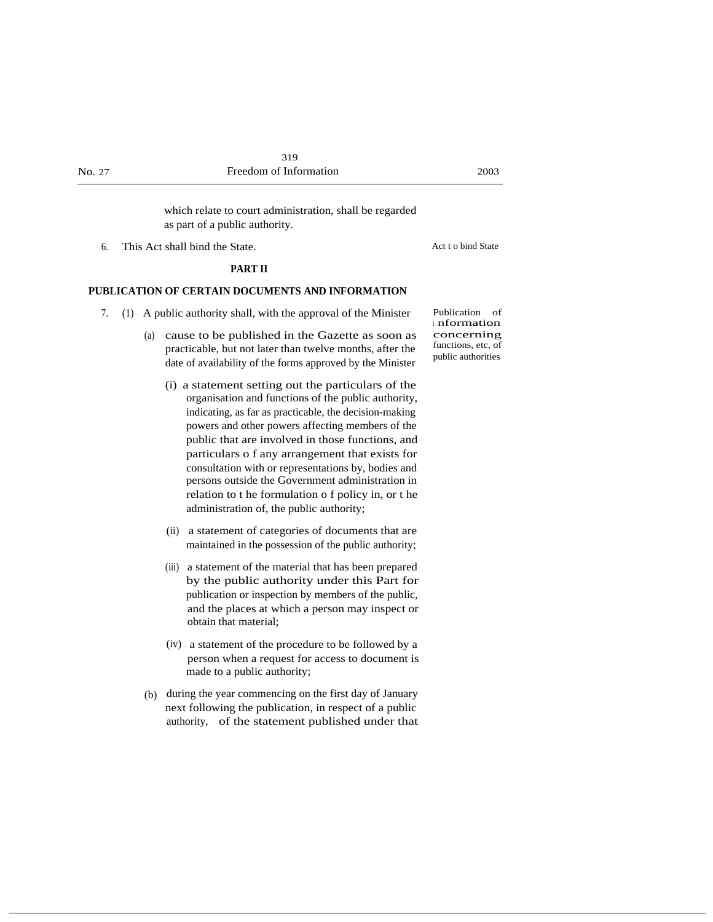which relate to court administration, shall be regarded as part of a public authority.

6. This Act shall bind the State. — Act to bind State

## PART II

### PUBLICATION OF CERTAIN DOCUMENTS AND INFORMATION

*Publication of information concerning functions, etc, of public authorities*

7. (1) A public authority shall, with the approval of the Minister

(a) cause to be published in the Gazette as soon as practicable, but not later than twelve months, after the date of availability of the forms approved by the Minister

(i) a statement setting out the particulars of the organisation and functions of the public authority, indicating, as far as practicable, the decision-making powers and other powers affecting members of the public that are involved in those functions, and particulars of any arrangement that exists for consultation with or representations by, bodies and persons outside the Government administration in relation to the formulation of policy in, or the administration of, the public authority;

(ii) a statement of categories of documents that are maintained in the possession of the public authority;

(iii) a statement of the material that has been prepared by the public authority under this Part for publication or inspection by members of the public, and the places at which a person may inspect or obtain that material;

(iv) a statement of the procedure to be followed by a person when a request for access to document is made to a public authority;

(b) during the year commencing on the first day of January next following the publication, in respect of a public authority, of the statement published under that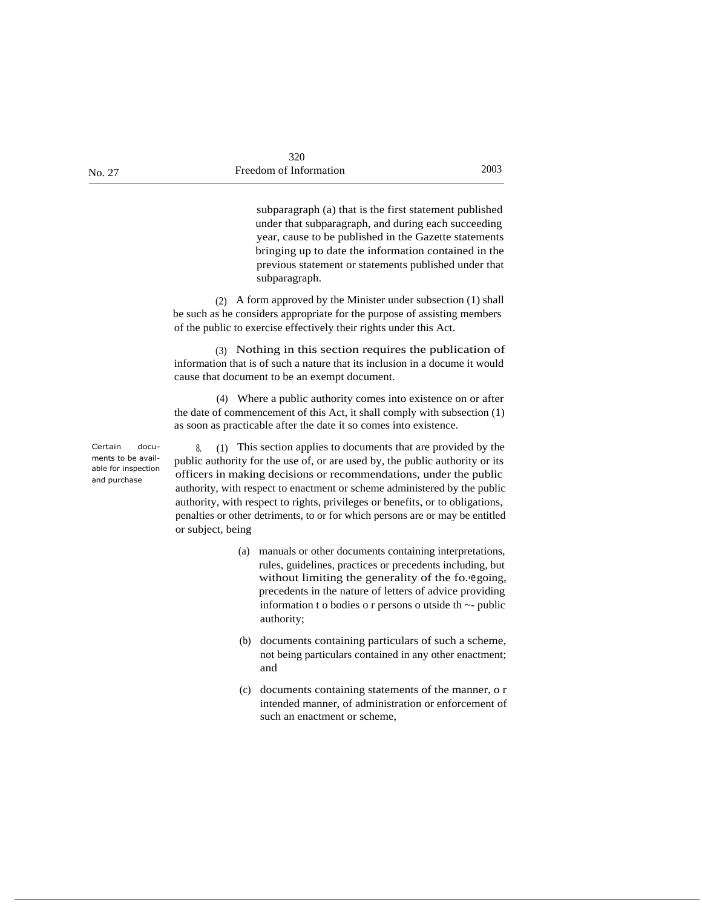subparagraph (a) that is the first statement published under that subparagraph, and during each succeeding year, cause to be published in the Gazette statements bringing up to date the information contained in the previous statement or statements published under that subparagraph.

(2) A form approved by the Minister under subsection (1) shall be such as he considers appropriate for the purpose of assisting members of the public to exercise effectively their rights under this Act.

(3) Nothing in this section requires the publication of information that is of such a nature that its inclusion in a docume it would cause that document to be an exempt document.

(4) Where a public authority comes into existence on or after the date of commencement of this Act, it shall comply with subsection (1) as soon as practicable after the date it so comes into existence.

Certain documents to be available for inspection and purchase

8. (1) This section applies to documents that are provided by the public authority for the use of, or are used by, the public authority or its officers in making decisions or recommendations, under the public authority, with respect to enactment or scheme administered by the public authority, with respect to rights, privileges or benefits, or to obligations, penalties or other detriments, to or for which persons are or may be entitled or subject, being

(a) manuals or other documents containing interpretations, rules, guidelines, practices or precedents including, but without limiting the generality of the fo.ıegoing, precedents in the nature of letters of advice providing information t o bodies o r persons o utside th ~- public authority;

(b) documents containing particulars of such a scheme, not being particulars contained in any other enactment; and

(c) documents containing statements of the manner, o r intended manner, of administration or enforcement of such an enactment or scheme,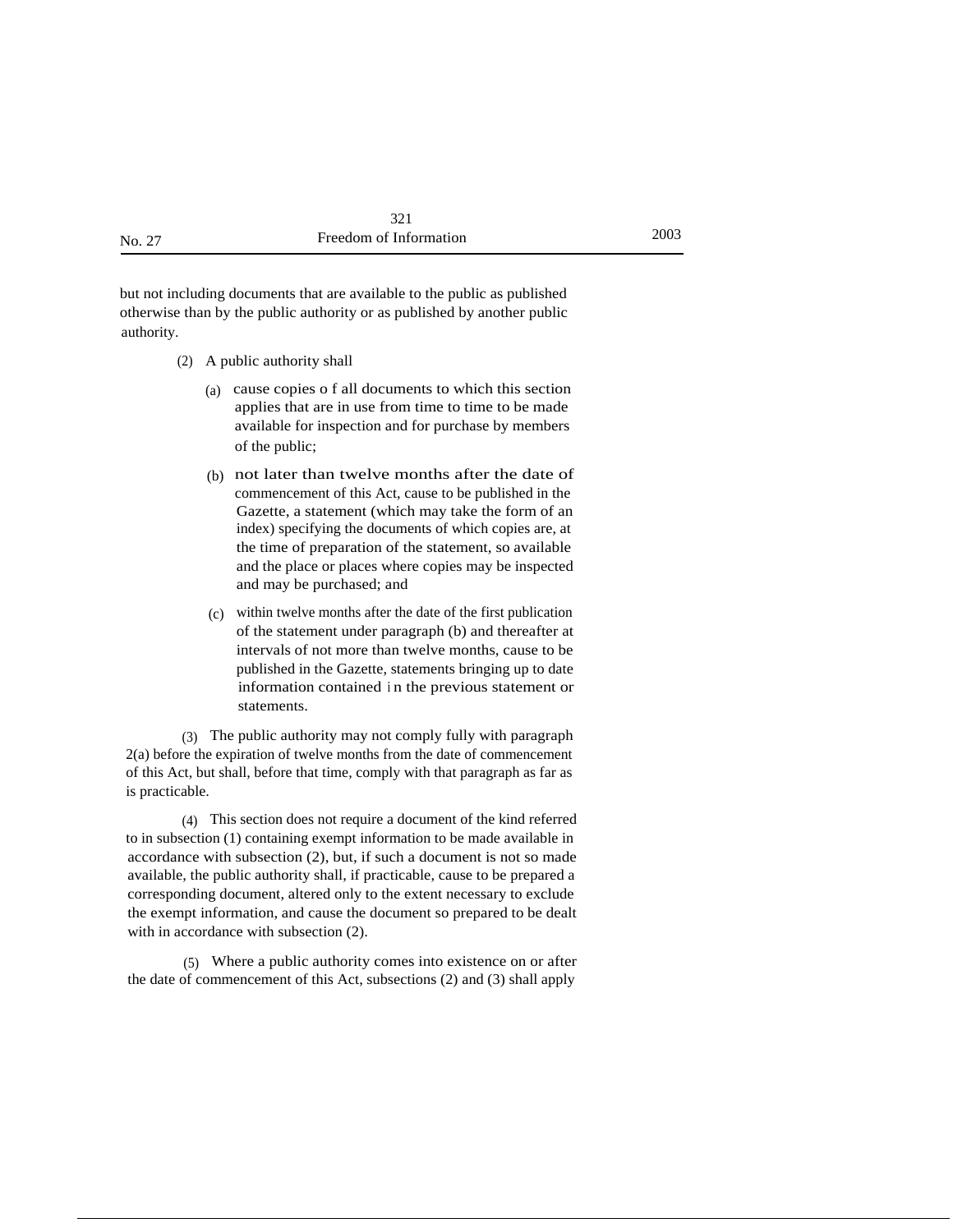but not including documents that are available to the public as published otherwise than by the public authority or as published by another public authority.

(2) A public authority shall

(a) cause copies of all documents to which this section applies that are in use from time to time to be made available for inspection and for purchase by members of the public;

(b) not later than twelve months after the date of commencement of this Act, cause to be published in the Gazette, a statement (which may take the form of an index) specifying the documents of which copies are, at the time of preparation of the statement, so available and the place or places where copies may be inspected and may be purchased; and

(c) within twelve months after the date of the first publication of the statement under paragraph (b) and thereafter at intervals of not more than twelve months, cause to be published in the Gazette, statements bringing up to date information contained in the previous statement or statements.

(3) The public authority may not comply fully with paragraph 2(a) before the expiration of twelve months from the date of commencement of this Act, but shall, before that time, comply with that paragraph as far as is practicable.

(4) This section does not require a document of the kind referred to in subsection (1) containing exempt information to be made available in accordance with subsection (2), but, if such a document is not so made available, the public authority shall, if practicable, cause to be prepared a corresponding document, altered only to the extent necessary to exclude the exempt information, and cause the document so prepared to be dealt with in accordance with subsection (2).

(5) Where a public authority comes into existence on or after the date of commencement of this Act, subsections (2) and (3) shall apply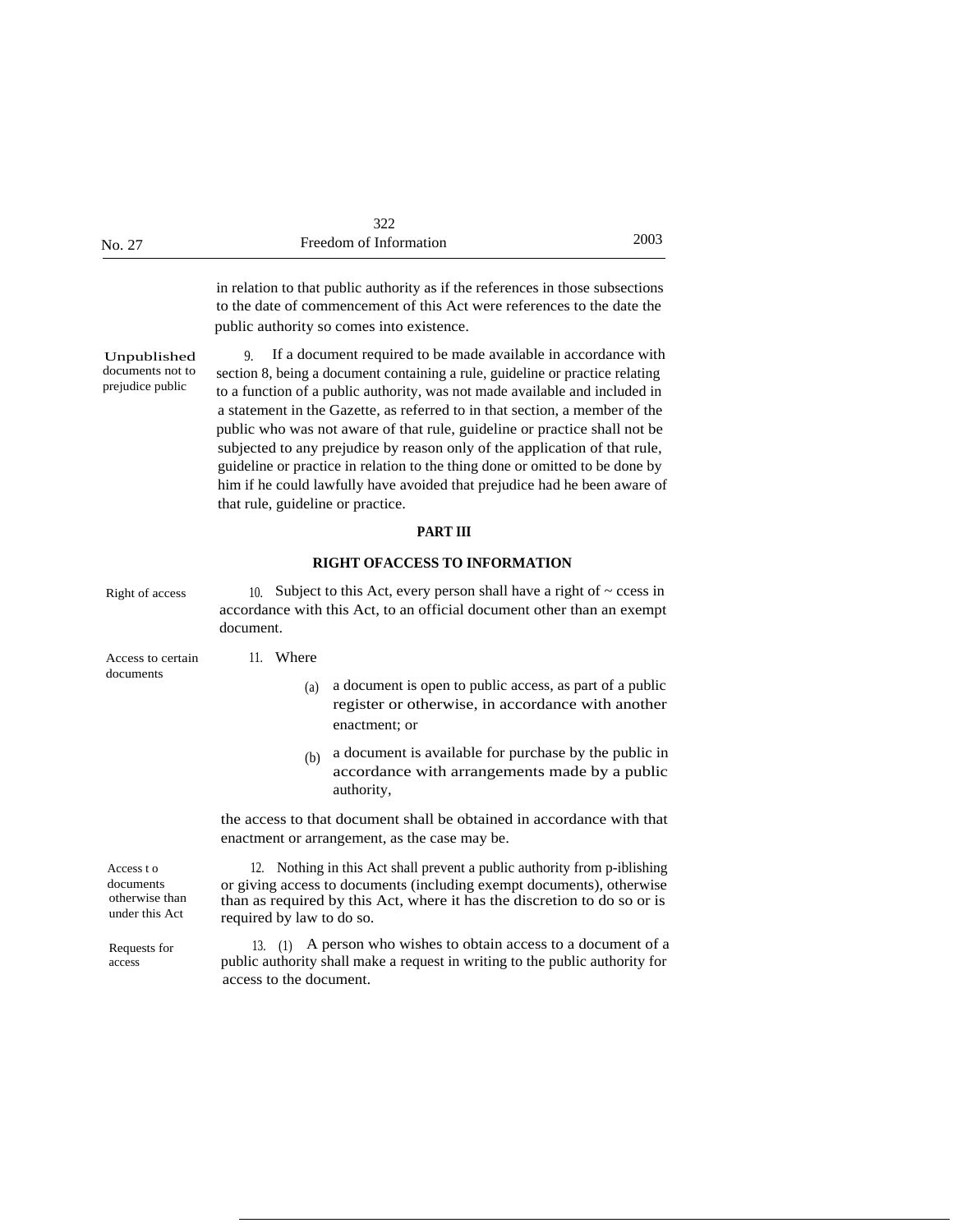in relation to that public authority as if the references in those subsections to the date of commencement of this Act were references to the date the public authority so comes into existence.

**Unpublished documents not to prejudice public**

9. If a document required to be made available in accordance with section 8, being a document containing a rule, guideline or practice relating to a function of a public authority, was not made available and included in a statement in the Gazette, as referred to in that section, a member of the public who was not aware of that rule, guideline or practice shall not be subjected to any prejudice by reason only of the application of that rule, guideline or practice in relation to the thing done or omitted to be done by him if he could lawfully have avoided that prejudice had he been aware of that rule, guideline or practice.

## PART III

## RIGHT OFACCESS TO INFORMATION

**Right of access**

10. Subject to this Act, every person shall have a right of ~ ccess in accordance with this Act, to an official document other than an exempt document.

**Access to certain documents**

11. Where

(a) a document is open to public access, as part of a public register or otherwise, in accordance with another enactment; or

(b) a document is available for purchase by the public in accordance with arrangements made by a public authority,

the access to that document shall be obtained in accordance with that enactment or arrangement, as the case may be.

**Access t o documents otherwise than under this Act**

12. Nothing in this Act shall prevent a public authority from p-iblishing or giving access to documents (including exempt documents), otherwise than as required by this Act, where it has the discretion to do so or is required by law to do so.

**Requests for access**

13. (1) A person who wishes to obtain access to a document of a public authority shall make a request in writing to the public authority for access to the document.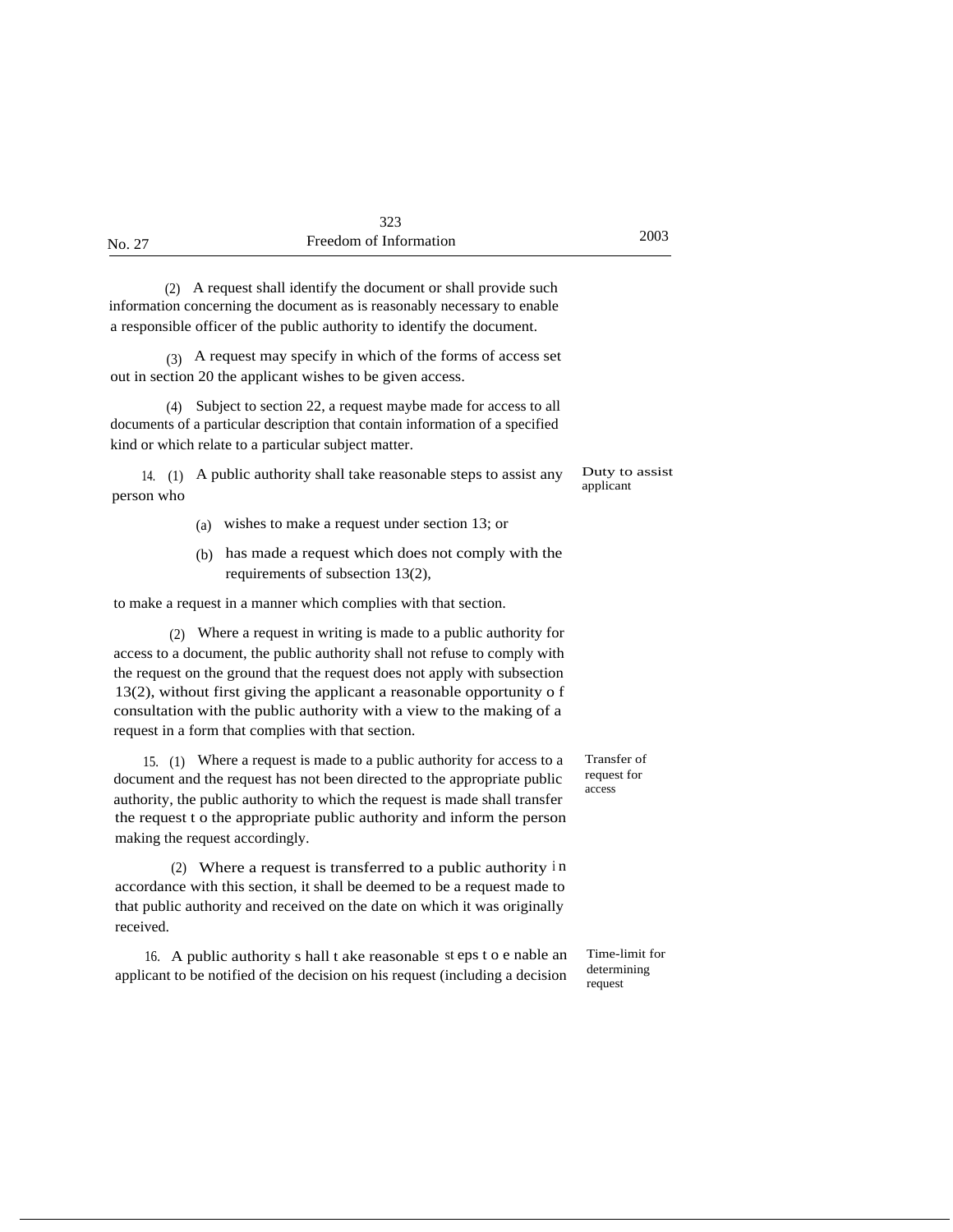(2) A request shall identify the document or shall provide such information concerning the document as is reasonably necessary to enable a responsible officer of the public authority to identify the document.

(3) A request may specify in which of the forms of access set out in section 20 the applicant wishes to be given access.

(4) Subject to section 22, a request maybe made for access to all documents of a particular description that contain information of a specified kind or which relate to a particular subject matter.

*Duty to assist applicant*

14. (1) A public authority shall take reasonable steps to assist any person who

(a) wishes to make a request under section 13; or

(b) has made a request which does not comply with the requirements of subsection 13(2),

to make a request in a manner which complies with that section.

(2) Where a request in writing is made to a public authority for access to a document, the public authority shall not refuse to comply with the request on the ground that the request does not apply with subsection 13(2), without first giving the applicant a reasonable opportunity of consultation with the public authority with a view to the making of a request in a form that complies with that section.

*Transfer of request for access*

15. (1) Where a request is made to a public authority for access to a document and the request has not been directed to the appropriate public authority, the public authority to which the request is made shall transfer the request to the appropriate public authority and inform the person making the request accordingly.

(2) Where a request is transferred to a public authority in accordance with this section, it shall be deemed to be a request made to that public authority and received on the date on which it was originally received.

*Time-limit for determining request*

16. A public authority shall take reasonable steps to enable an applicant to be notified of the decision on his request (including a decision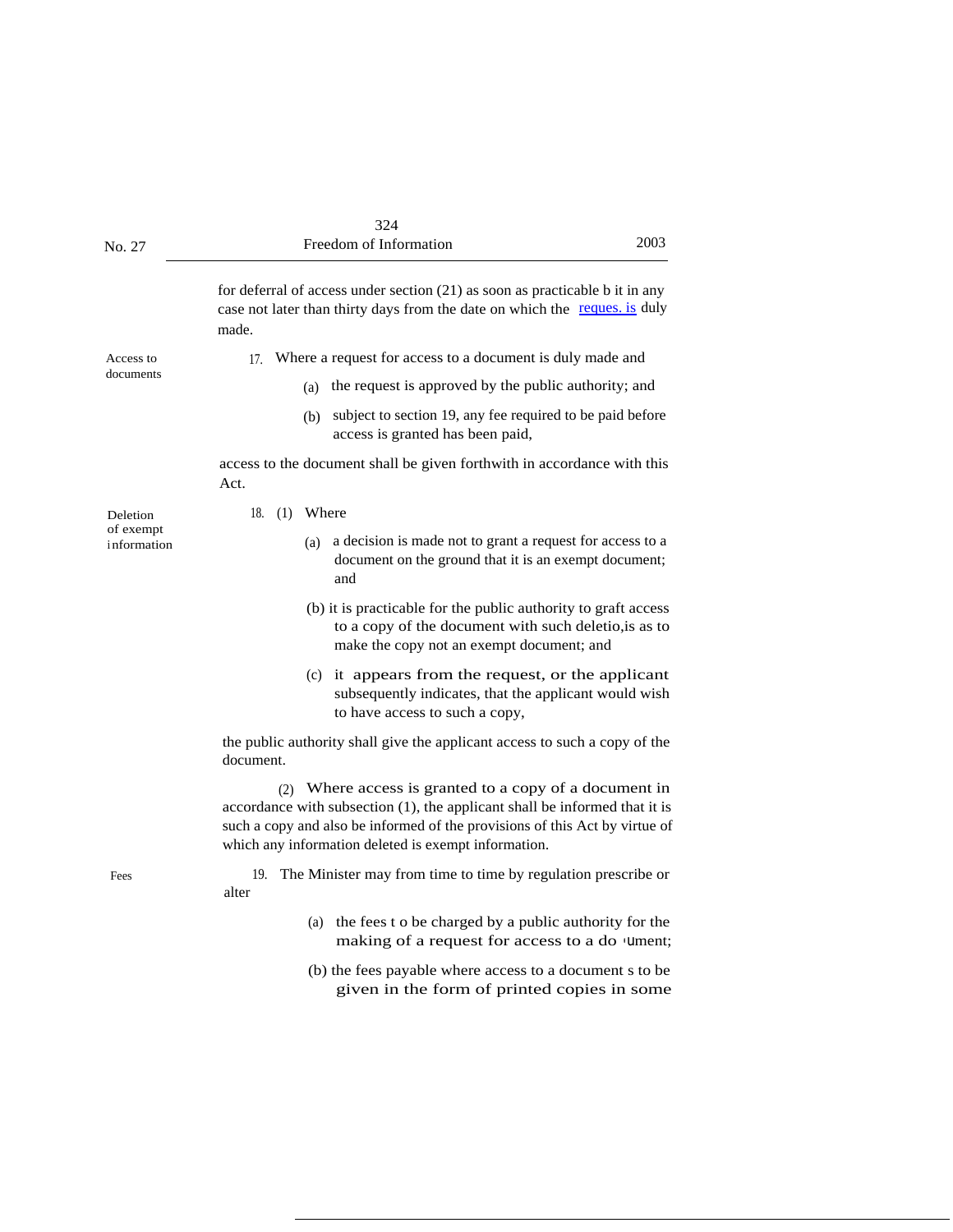for deferral of access under section (21) as soon as practicable b it in any case not later than thirty days from the date on which the reques. is duly made.

Access to documents

17. Where a request for access to a document is duly made and

(a) the request is approved by the public authority; and

(b) subject to section 19, any fee required to be paid before access is granted has been paid,

access to the document shall be given forthwith in accordance with this Act.

Deletion of exempt information

18. (1) Where

(a) a decision is made not to grant a request for access to a document on the ground that it is an exempt document; and

(b) it is practicable for the public authority to graft access to a copy of the document with such deletio,is as to make the copy not an exempt document; and

(c) it appears from the request, or the applicant subsequently indicates, that the applicant would wish to have access to such a copy,

the public authority shall give the applicant access to such a copy of the document.

(2) Where access is granted to a copy of a document in accordance with subsection (1), the applicant shall be informed that it is such a copy and also be informed of the provisions of this Act by virtue of which any information deleted is exempt information.

Fees

19. The Minister may from time to time by regulation prescribe or alter

(a) the fees t o be charged by a public authority for the making of a request for access to a do ument;

(b) the fees payable where access to a document s to be given in the form of printed copies in some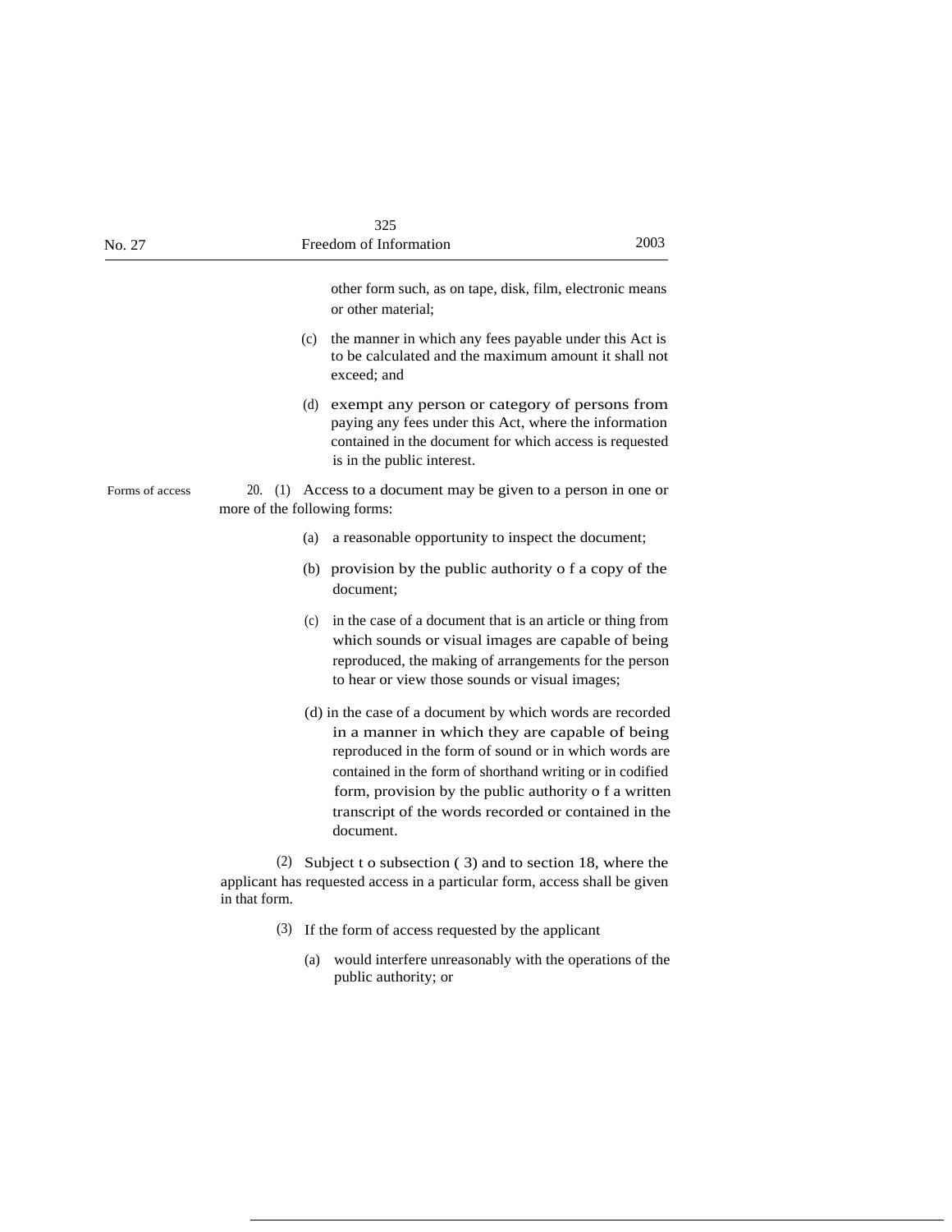other form such, as on tape, disk, film, electronic means or other material;

(c) the manner in which any fees payable under this Act is to be calculated and the maximum amount it shall not exceed; and

(d) exempt any person or category of persons from paying any fees under this Act, where the information contained in the document for which access is requested is in the public interest.

Forms of access

20. (1) Access to a document may be given to a person in one or more of the following forms:

(a) a reasonable opportunity to inspect the document;

(b) provision by the public authority o f a copy of the document;

(c) in the case of a document that is an article or thing from which sounds or visual images are capable of being reproduced, the making of arrangements for the person to hear or view those sounds or visual images;

(d) in the case of a document by which words are recorded in a manner in which they are capable of being reproduced in the form of sound or in which words are contained in the form of shorthand writing or in codified form, provision by the public authority o f a written transcript of the words recorded or contained in the document.

(2) Subject t o subsection ( 3) and to section 18, where the applicant has requested access in a particular form, access shall be given in that form.

(3) If the form of access requested by the applicant

(a) would interfere unreasonably with the operations of the public authority; or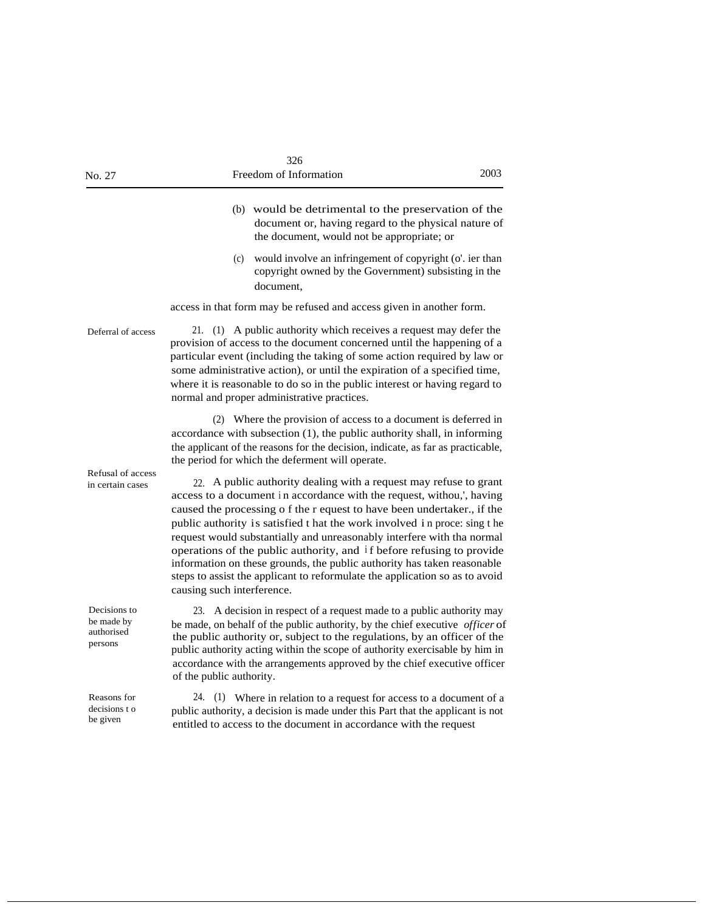(b) would be detrimental to the preservation of the document or, having regard to the physical nature of the document, would not be appropriate; or

(c) would involve an infringement of copyright (o'. ier than copyright owned by the Government) subsisting in the document,

access in that form may be refused and access given in another form.

Deferral of access

21. (1) A public authority which receives a request may defer the provision of access to the document concerned until the happening of a particular event (including the taking of some action required by law or some administrative action), or until the expiration of a specified time, where it is reasonable to do so in the public interest or having regard to normal and proper administrative practices.

(2) Where the provision of access to a document is deferred in accordance with subsection (1), the public authority shall, in informing the applicant of the reasons for the decision, indicate, as far as practicable, the period for which the deferment will operate.

Refusal of access in certain cases

22. A public authority dealing with a request may refuse to grant access to a document in accordance with the request, withou,', having caused the processing of the request to have been undertaker., if the public authority is satisfied that the work involved in proce: sing the request would substantially and unreasonably interfere with tha normal operations of the public authority, and if before refusing to provide information on these grounds, the public authority has taken reasonable steps to assist the applicant to reformulate the application so as to avoid causing such interference.

Decisions to be made by authorised persons

23. A decision in respect of a request made to a public authority may be made, on behalf of the public authority, by the chief executive *officer* of the public authority or, subject to the regulations, by an officer of the public authority acting within the scope of authority exercisable by him in accordance with the arrangements approved by the chief executive officer of the public authority.

Reasons for decisions to be given

24. (1) Where in relation to a request for access to a document of a public authority, a decision is made under this Part that the applicant is not entitled to access to the document in accordance with the request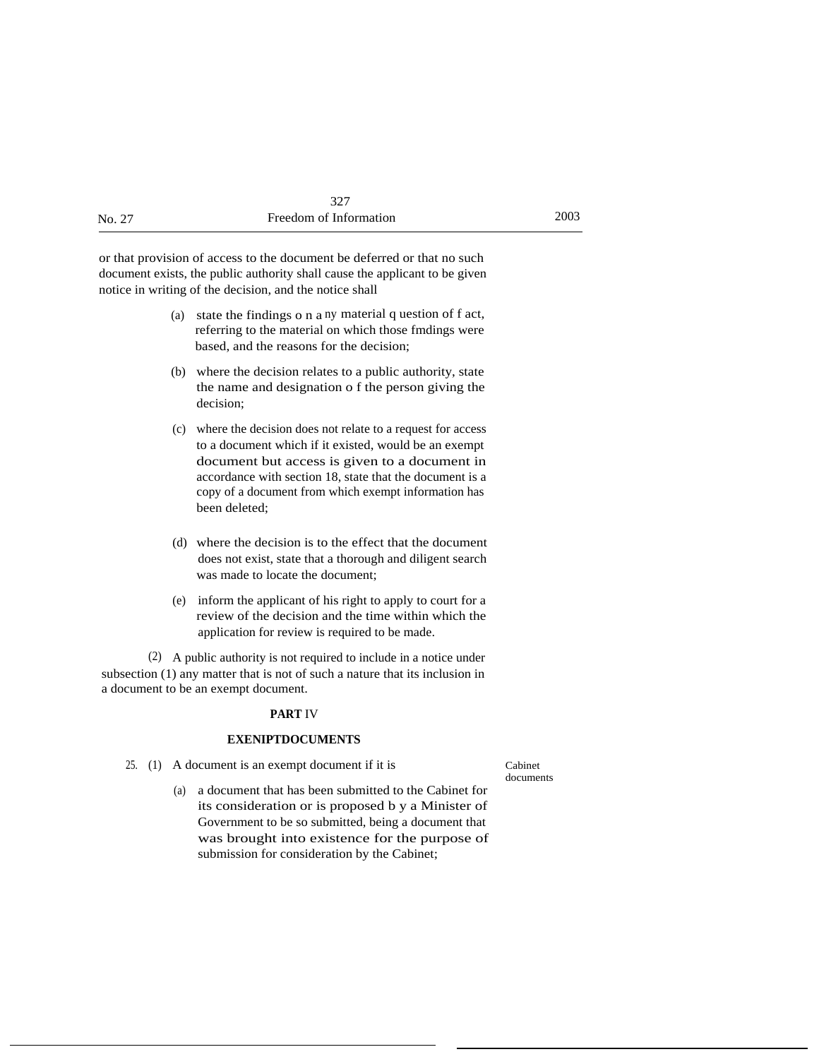or that provision of access to the document be deferred or that no such document exists, the public authority shall cause the applicant to be given notice in writing of the decision, and the notice shall

(a) state the findings on any material question of fact, referring to the material on which those fmdings were based, and the reasons for the decision;

(b) where the decision relates to a public authority, state the name and designation of the person giving the decision;

(c) where the decision does not relate to a request for access to a document which if it existed, would be an exempt document but access is given to a document in accordance with section 18, state that the document is a copy of a document from which exempt information has been deleted;

(d) where the decision is to the effect that the document does not exist, state that a thorough and diligent search was made to locate the document;

(e) inform the applicant of his right to apply to court for a review of the decision and the time within which the application for review is required to be made.

(2) A public authority is not required to include in a notice under subsection (1) any matter that is not of such a nature that its inclusion in a document to be an exempt document.

## PART IV

### EXENIPTDOCUMENTS

Cabinet documents

25. (1) A document is an exempt document if it is

(a) a document that has been submitted to the Cabinet for its consideration or is proposed by a Minister of Government to be so submitted, being a document that was brought into existence for the purpose of submission for consideration by the Cabinet;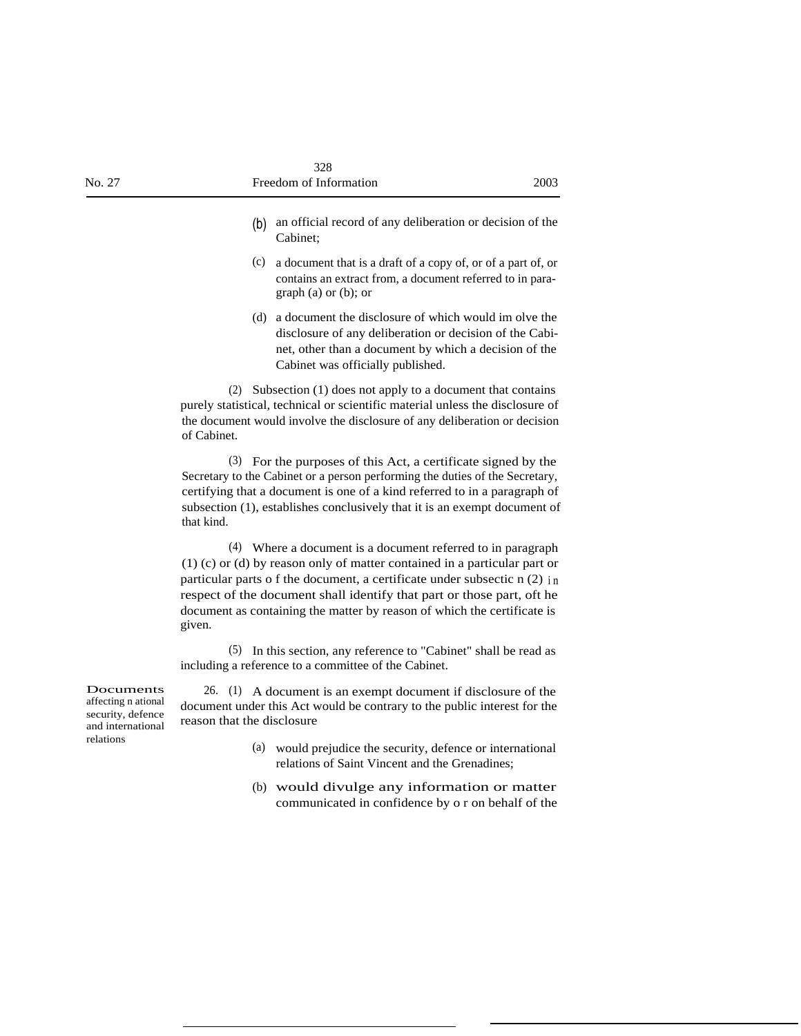(b) an official record of any deliberation or decision of the Cabinet;

(c) a document that is a draft of a copy of, or of a part of, or contains an extract from, a document referred to in paragraph (a) or (b); or

(d) a document the disclosure of which would im olve the disclosure of any deliberation or decision of the Cabinet, other than a document by which a decision of the Cabinet was officially published.

(2) Subsection (1) does not apply to a document that contains purely statistical, technical or scientific material unless the disclosure of the document would involve the disclosure of any deliberation or decision of Cabinet.

(3) For the purposes of this Act, a certificate signed by the Secretary to the Cabinet or a person performing the duties of the Secretary, certifying that a document is one of a kind referred to in a paragraph of subsection (1), establishes conclusively that it is an exempt document of that kind.

(4) Where a document is a document referred to in paragraph (1) (c) or (d) by reason only of matter contained in a particular part or particular parts o f the document, a certificate under subsectic n (2) in respect of the document shall identify that part or those part, oft he document as containing the matter by reason of which the certificate is given.

(5) In this section, any reference to "Cabinet" shall be read as including a reference to a committee of the Cabinet.

**Documents affecting n ational security, defence and international relations**

26. (1) A document is an exempt document if disclosure of the document under this Act would be contrary to the public interest for the reason that the disclosure

(a) would prejudice the security, defence or international relations of Saint Vincent and the Grenadines;

(b) would divulge any information or matter communicated in confidence by o r on behalf of the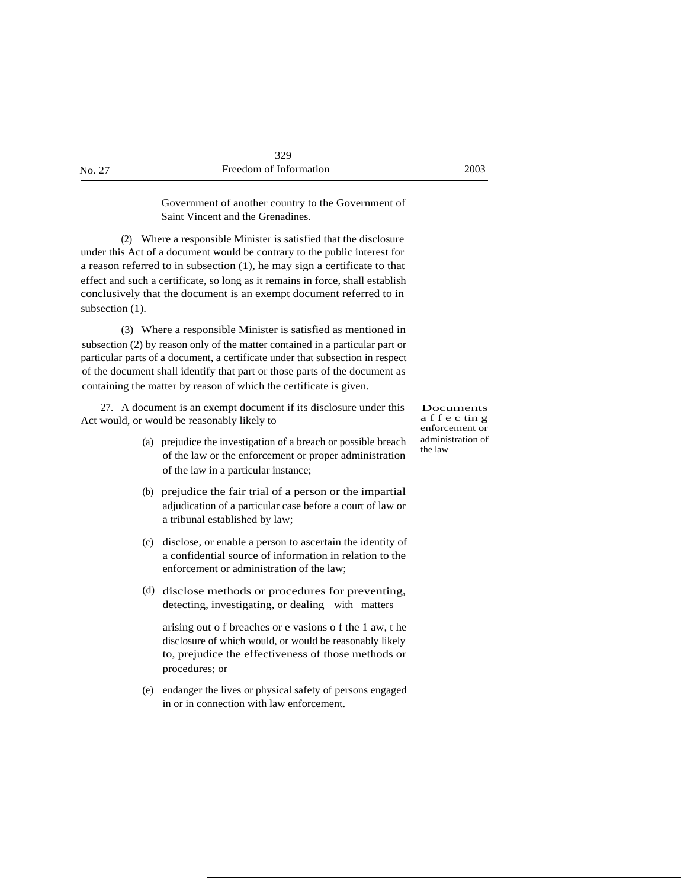Government of another country to the Government of Saint Vincent and the Grenadines.

(2) Where a responsible Minister is satisfied that the disclosure under this Act of a document would be contrary to the public interest for a reason referred to in subsection (1), he may sign a certificate to that effect and such a certificate, so long as it remains in force, shall establish conclusively that the document is an exempt document referred to in subsection (1).

(3) Where a responsible Minister is satisfied as mentioned in subsection (2) by reason only of the matter contained in a particular part or particular parts of a document, a certificate under that subsection in respect of the document shall identify that part or those parts of the document as containing the matter by reason of which the certificate is given.

**Documents affecting enforcement or administration of the law**

27. A document is an exempt document if its disclosure under this Act would, or would be reasonably likely to

(a) prejudice the investigation of a breach or possible breach of the law or the enforcement or proper administration of the law in a particular instance;

(b) prejudice the fair trial of a person or the impartial adjudication of a particular case before a court of law or a tribunal established by law;

(c) disclose, or enable a person to ascertain the identity of a confidential source of information in relation to the enforcement or administration of the law;

(d) disclose methods or procedures for preventing, detecting, investigating, or dealing with matters arising out of breaches or evasions of the law, the disclosure of which would, or would be reasonably likely to, prejudice the effectiveness of those methods or procedures; or

(e) endanger the lives or physical safety of persons engaged in or in connection with law enforcement.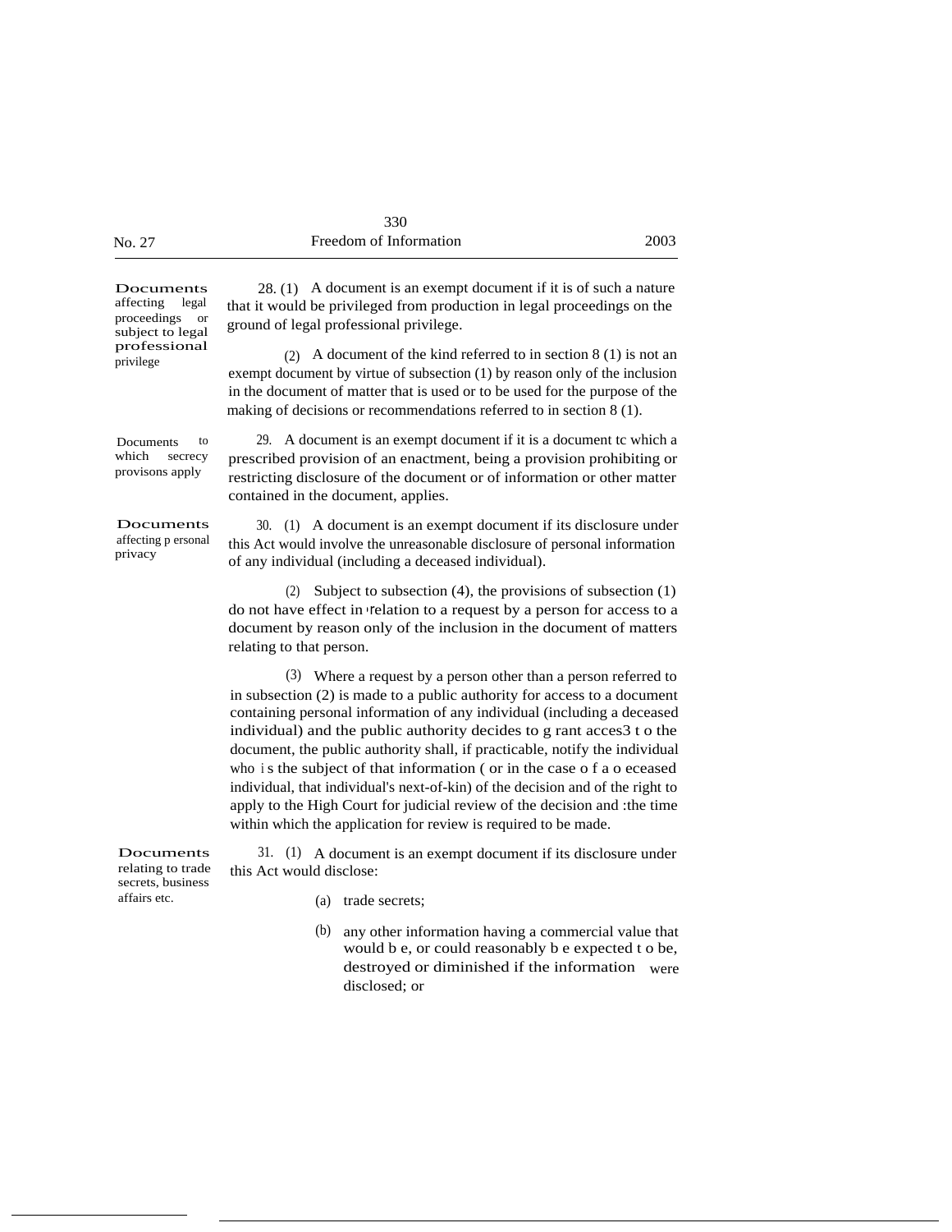**Documents affecting legal proceedings or subject to legal professional privilege**

28. (1) A document is an exempt document if it is of such a nature that it would be privileged from production in legal proceedings on the ground of legal professional privilege.

(2) A document of the kind referred to in section 8 (1) is not an exempt document by virtue of subsection (1) by reason only of the inclusion in the document of matter that is used or to be used for the purpose of the making of decisions or recommendations referred to in section 8 (1).

**Documents to which secrecy provisons apply**

29. A document is an exempt document if it is a document tc which a prescribed provision of an enactment, being a provision prohibiting or restricting disclosure of the document or of information or other matter contained in the document, applies.

**Documents affecting personal privacy**

30. (1) A document is an exempt document if its disclosure under this Act would involve the unreasonable disclosure of personal information of any individual (including a deceased individual).

(2) Subject to subsection (4), the provisions of subsection (1) do not have effect in relation to a request by a person for access to a document by reason only of the inclusion in the document of matters relating to that person.

(3) Where a request by a person other than a person referred to in subsection (2) is made to a public authority for access to a document containing personal information of any individual (including a deceased individual) and the public authority decides to grant acces3 to the document, the public authority shall, if practicable, notify the individual who is the subject of that information (or in the case of a deceased individual, that individual's next-of-kin) of the decision and of the right to apply to the High Court for judicial review of the decision and :the time within which the application for review is required to be made.

**Documents relating to trade secrets, business affairs etc.**

31. (1) A document is an exempt document if its disclosure under this Act would disclose:

(a) trade secrets;

(b) any other information having a commercial value that would be, or could reasonably be expected to be, destroyed or diminished if the information were disclosed; or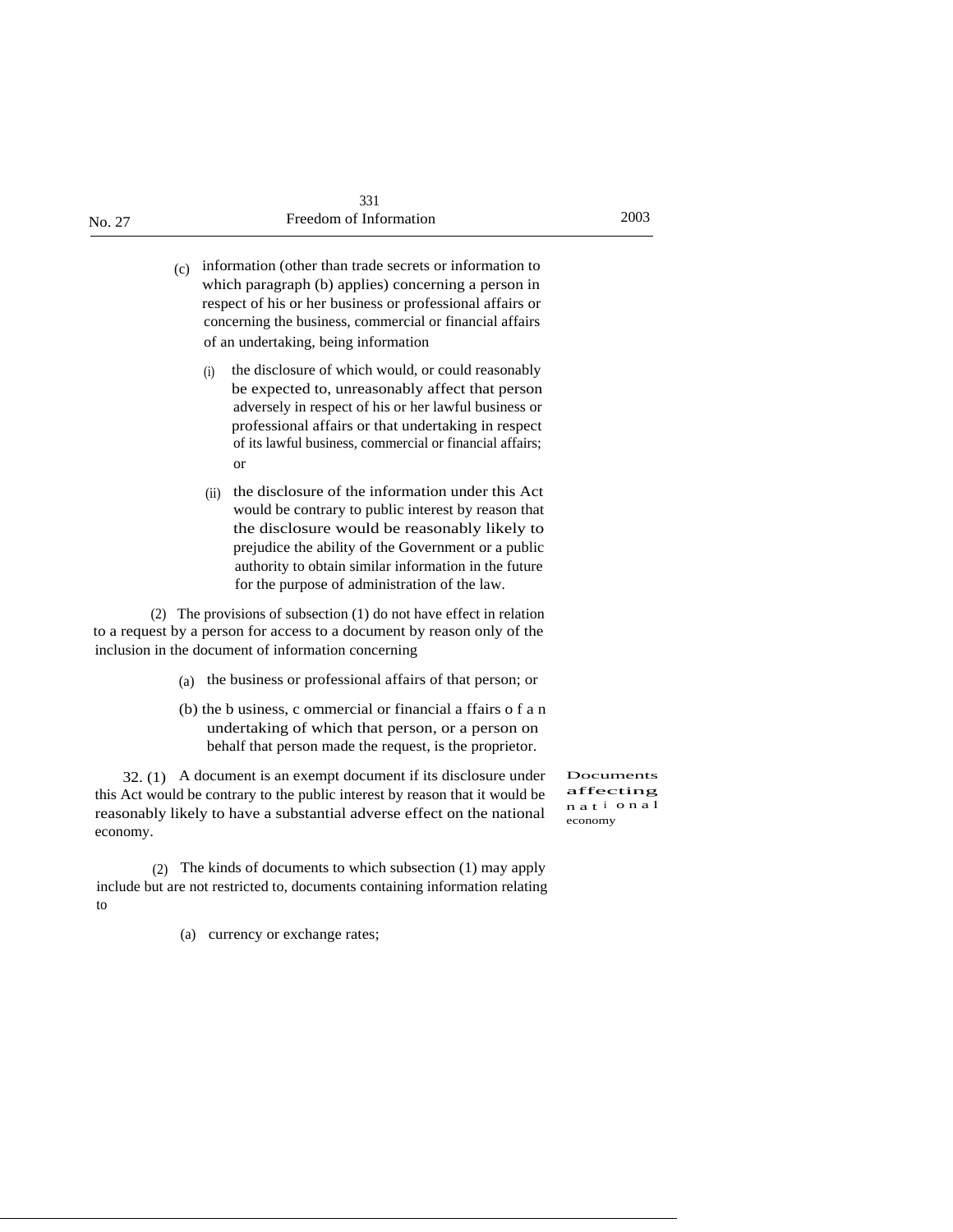(c) information (other than trade secrets or information to which paragraph (b) applies) concerning a person in respect of his or her business or professional affairs or concerning the business, commercial or financial affairs of an undertaking, being information

(i) the disclosure of which would, or could reasonably be expected to, unreasonably affect that person adversely in respect of his or her lawful business or professional affairs or that undertaking in respect of its lawful business, commercial or financial affairs; or

(ii) the disclosure of the information under this Act would be contrary to public interest by reason that the disclosure would be reasonably likely to prejudice the ability of the Government or a public authority to obtain similar information in the future for the purpose of administration of the law.

(2) The provisions of subsection (1) do not have effect in relation to a request by a person for access to a document by reason only of the inclusion in the document of information concerning

(a) the business or professional affairs of that person; or

(b) the business, commercial or financial affairs of an undertaking of which that person, or a person on behalf that person made the request, is the proprietor.

**Documents affecting national economy**

32. (1) A document is an exempt document if its disclosure under this Act would be contrary to the public interest by reason that it would be reasonably likely to have a substantial adverse effect on the national economy.

(2) The kinds of documents to which subsection (1) may apply include but are not restricted to, documents containing information relating to

(a) currency or exchange rates;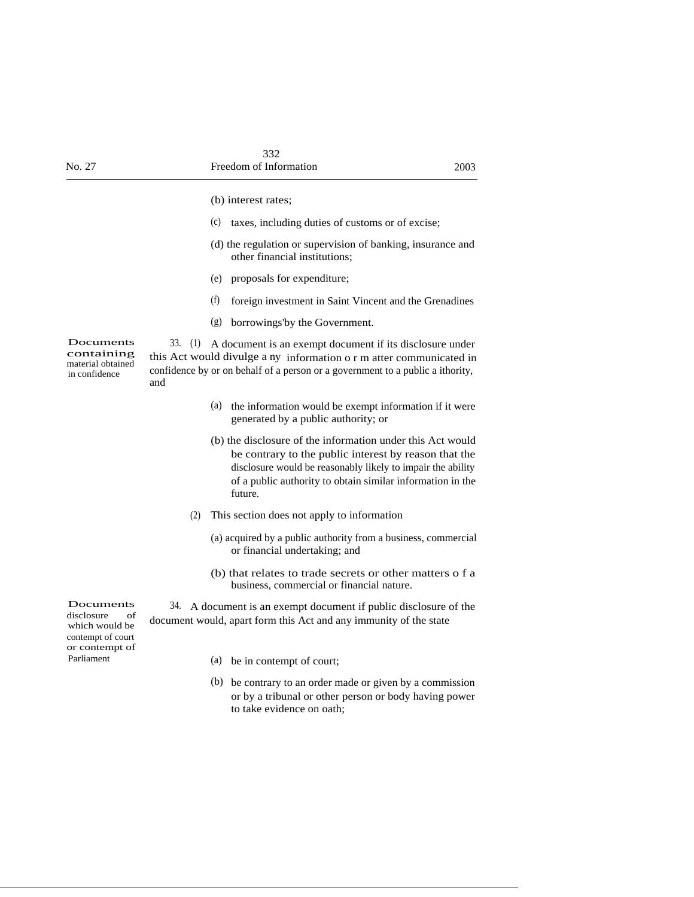(b) interest rates;

(c) taxes, including duties of customs or of excise;

(d) the regulation or supervision of banking, insurance and other financial institutions;

(e) proposals for expenditure;

(f) foreign investment in Saint Vincent and the Grenadines

(g) borrowings'by the Government.

**Documents containing material obtained in confidence**

33. (1) A document is an exempt document if its disclosure under this Act would divulge a ny information o r m atter communicated in confidence by or on behalf of a person or a government to a public a ithority, and

(a) the information would be exempt information if it were generated by a public authority; or

(b) the disclosure of the information under this Act would be contrary to the public interest by reason that the disclosure would be reasonably likely to impair the ability of a public authority to obtain similar information in the future.

(2) This section does not apply to information

(a) acquired by a public authority from a business, commercial or financial undertaking; and

(b) that relates to trade secrets or other matters o f a business, commercial or financial nature.

**Documents disclosure of which would be contempt of court or contempt of Parliament**

34. A document is an exempt document if public disclosure of the document would, apart form this Act and any immunity of the state

(a) be in contempt of court;

(b) be contrary to an order made or given by a commission or by a tribunal or other person or body having power to take evidence on oath;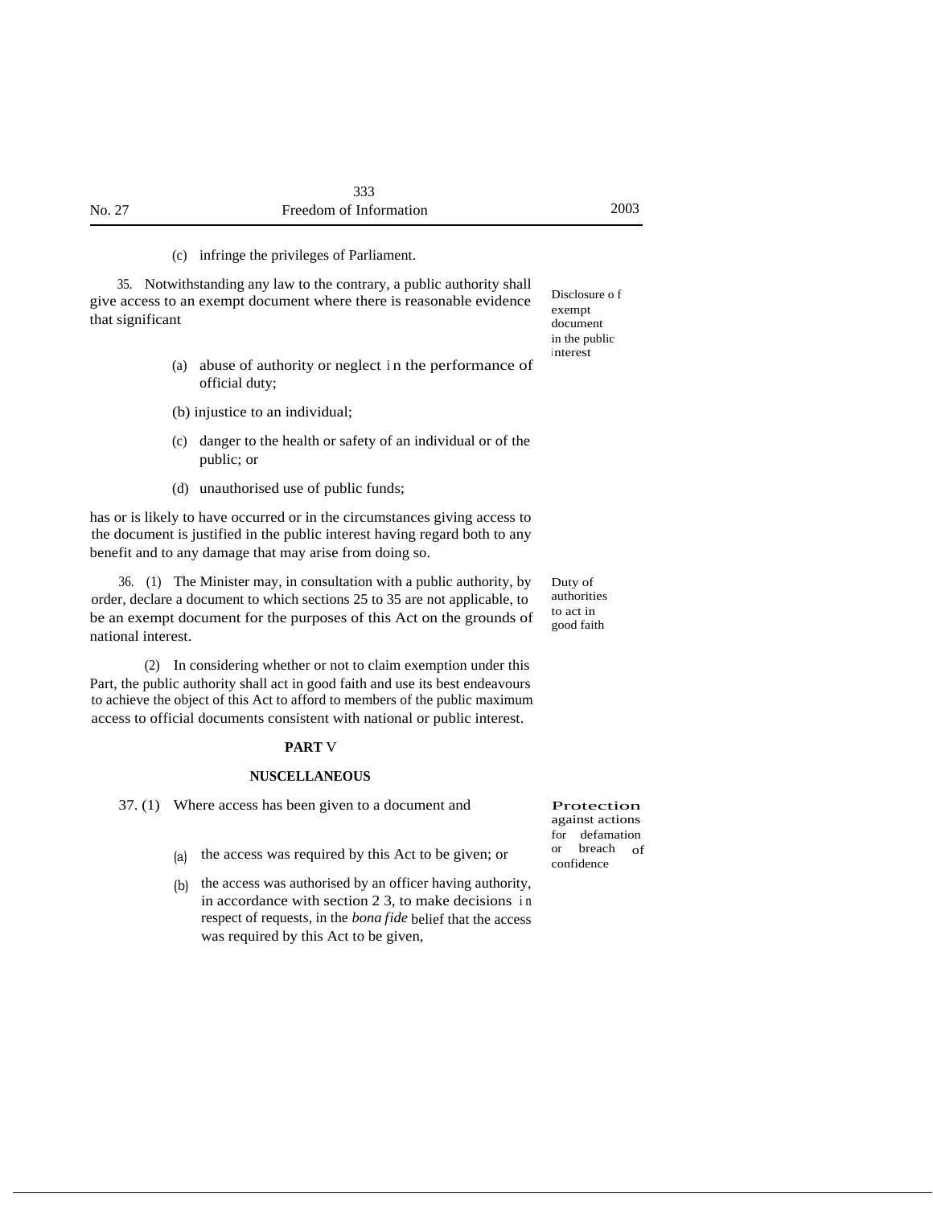(c) infringe the privileges of Parliament.

35. Notwithstanding any law to the contrary, a public authority shall give access to an exempt document where there is reasonable evidence that significant

*Disclosure of exempt document in the public interest*

(a) abuse of authority or neglect in the performance of official duty;

(b) injustice to an individual;

(c) danger to the health or safety of an individual or of the public; or

(d) unauthorised use of public funds;

has or is likely to have occurred or in the circumstances giving access to the document is justified in the public interest having regard both to any benefit and to any damage that may arise from doing so.

36. (1) The Minister may, in consultation with a public authority, by order, declare a document to which sections 25 to 35 are not applicable, to be an exempt document for the purposes of this Act on the grounds of national interest.

*Duty of authorities to act in good faith*

(2) In considering whether or not to claim exemption under this Part, the public authority shall act in good faith and use its best endeavours to achieve the object of this Act to afford to members of the public maximum access to official documents consistent with national or public interest.

## PART V

## NUSCELLANEOUS

37. (1) Where access has been given to a document and

*Protection against actions for defamation or breach of confidence*

(a) the access was required by this Act to be given; or

(b) the access was authorised by an officer having authority, in accordance with section 2 3, to make decisions in respect of requests, in the *bona fide* belief that the access was required by this Act to be given,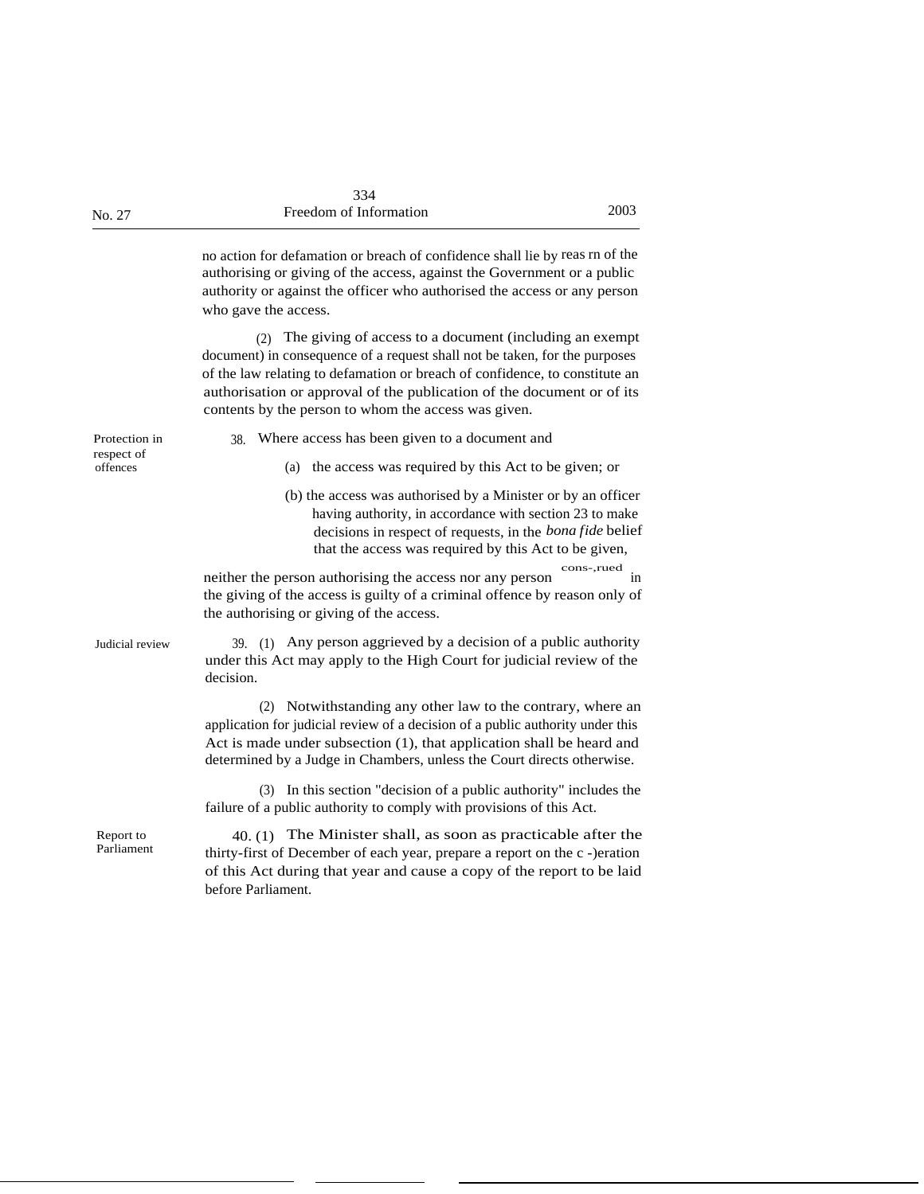no action for defamation or breach of confidence shall lie by reas rn of the authorising or giving of the access, against the Government or a public authority or against the officer who authorised the access or any person who gave the access.

(2) The giving of access to a document (including an exempt document) in consequence of a request shall not be taken, for the purposes of the law relating to defamation or breach of confidence, to constitute an authorisation or approval of the publication of the document or of its contents by the person to whom the access was given.

Protection in respect of offences

38. Where access has been given to a document and

(a) the access was required by this Act to be given; or

(b) the access was authorised by a Minister or by an officer having authority, in accordance with section 23 to make decisions in respect of requests, in the *bona fide* belief that the access was required by this Act to be given,

neither the person authorising the access nor any person cons-,rued in the giving of the access is guilty of a criminal offence by reason only of the authorising or giving of the access.

Judicial review

39. (1) Any person aggrieved by a decision of a public authority under this Act may apply to the High Court for judicial review of the decision.

(2) Notwithstanding any other law to the contrary, where an application for judicial review of a decision of a public authority under this Act is made under subsection (1), that application shall be heard and determined by a Judge in Chambers, unless the Court directs otherwise.

(3) In this section "decision of a public authority" includes the failure of a public authority to comply with provisions of this Act.

Report to Parliament

40. (1) The Minister shall, as soon as practicable after the thirty-first of December of each year, prepare a report on the c -)eration of this Act during that year and cause a copy of the report to be laid before Parliament.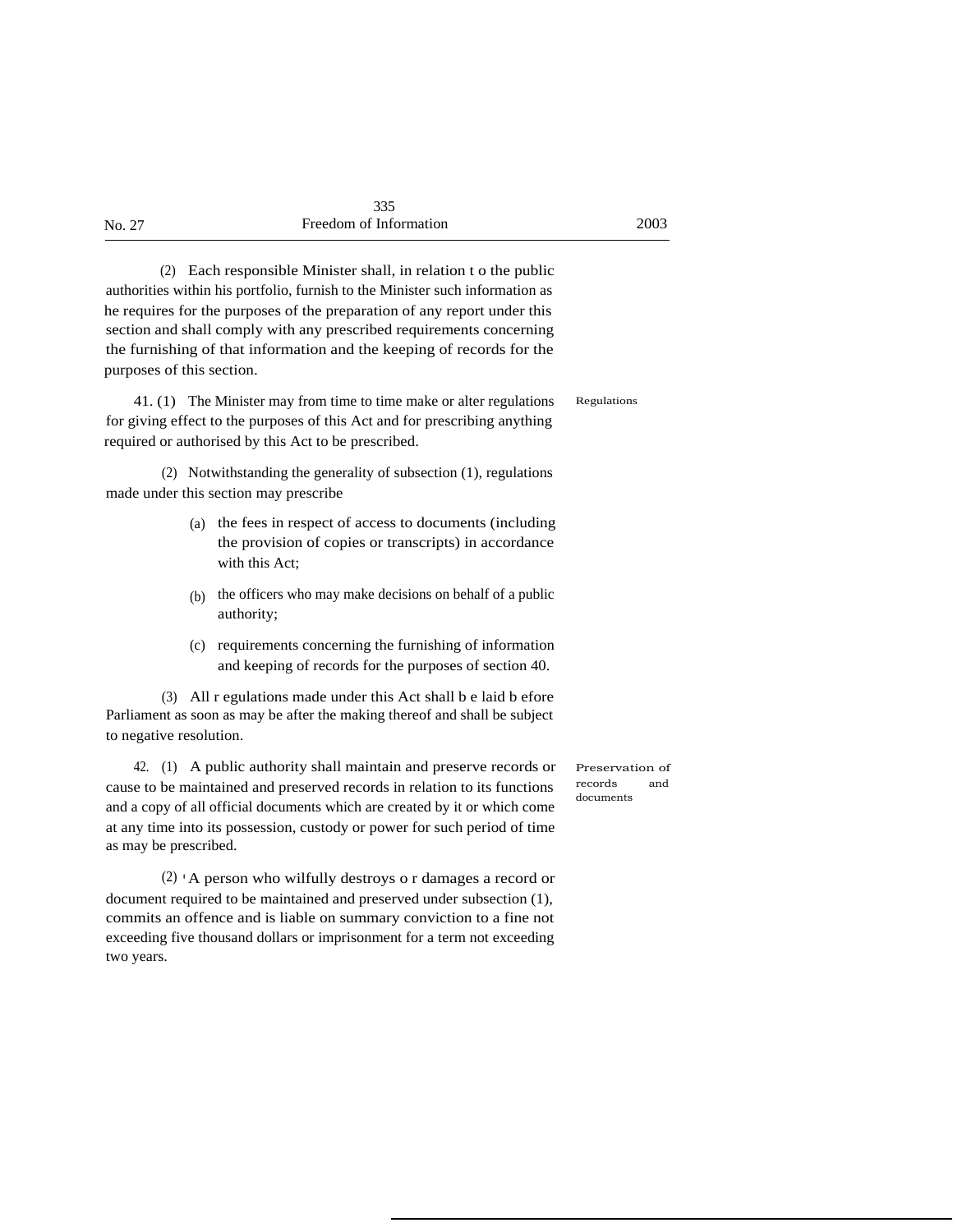(2) Each responsible Minister shall, in relation to the public authorities within his portfolio, furnish to the Minister such information as he requires for the purposes of the preparation of any report under this section and shall comply with any prescribed requirements concerning the furnishing of that information and the keeping of records for the purposes of this section.

**Regulations**

41. (1) The Minister may from time to time make or alter regulations for giving effect to the purposes of this Act and for prescribing anything required or authorised by this Act to be prescribed.

(2) Notwithstanding the generality of subsection (1), regulations made under this section may prescribe

(a) the fees in respect of access to documents (including the provision of copies or transcripts) in accordance with this Act;

(b) the officers who may make decisions on behalf of a public authority;

(c) requirements concerning the furnishing of information and keeping of records for the purposes of section 40.

(3) All regulations made under this Act shall be laid before Parliament as soon as may be after the making thereof and shall be subject to negative resolution.

**Preservation of records and documents**

42. (1) A public authority shall maintain and preserve records or cause to be maintained and preserved records in relation to its functions and a copy of all official documents which are created by it or which come at any time into its possession, custody or power for such period of time as may be prescribed.

(2) A person who wilfully destroys or damages a record or document required to be maintained and preserved under subsection (1), commits an offence and is liable on summary conviction to a fine not exceeding five thousand dollars or imprisonment for a term not exceeding two years.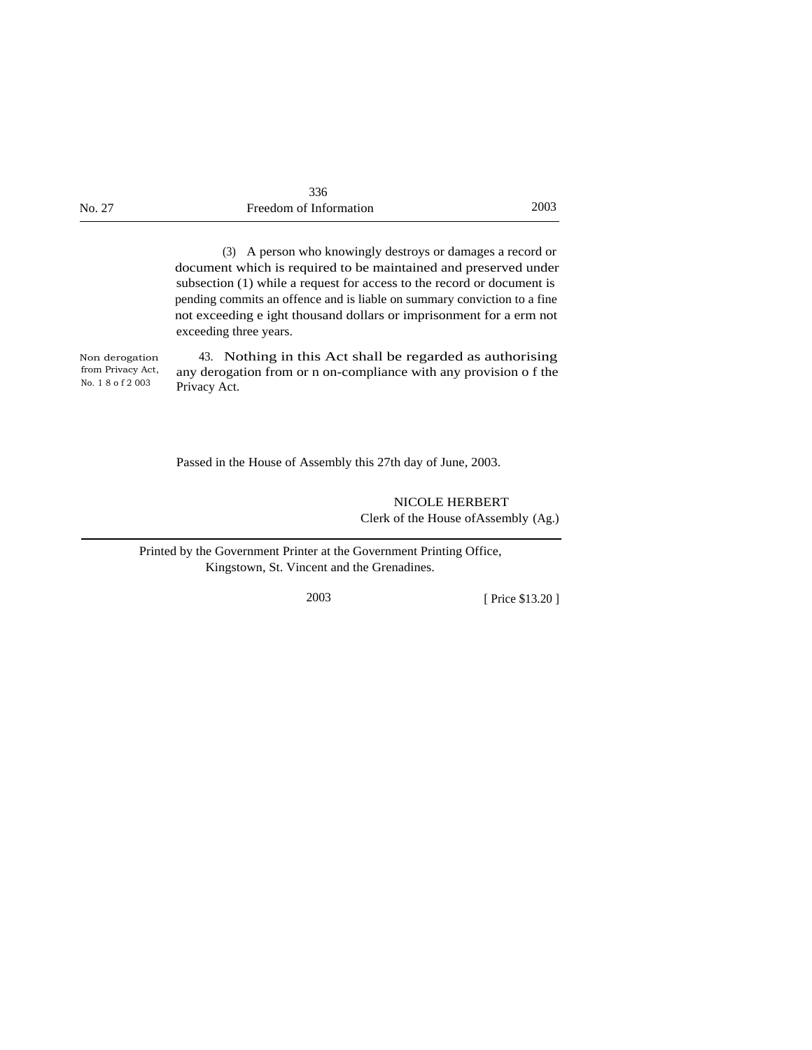(3) A person who knowingly destroys or damages a record or document which is required to be maintained and preserved under subsection (1) while a request for access to the record or document is pending commits an offence and is liable on summary conviction to a fine not exceeding e ight thousand dollars or imprisonment for a erm not exceeding three years.

Non derogation from Privacy Act, No. 1 8 o f 2 003

43. Nothing in this Act shall be regarded as authorising any derogation from or n on-compliance with any provision o f the Privacy Act.

Passed in the House of Assembly this 27th day of June, 2003.

NICOLE HERBERT
Clerk of the House ofAssembly (Ag.)

Printed by the Government Printer at the Government Printing Office, Kingstown, St. Vincent and the Grenadines.

2003

[ Price $13.20 ]